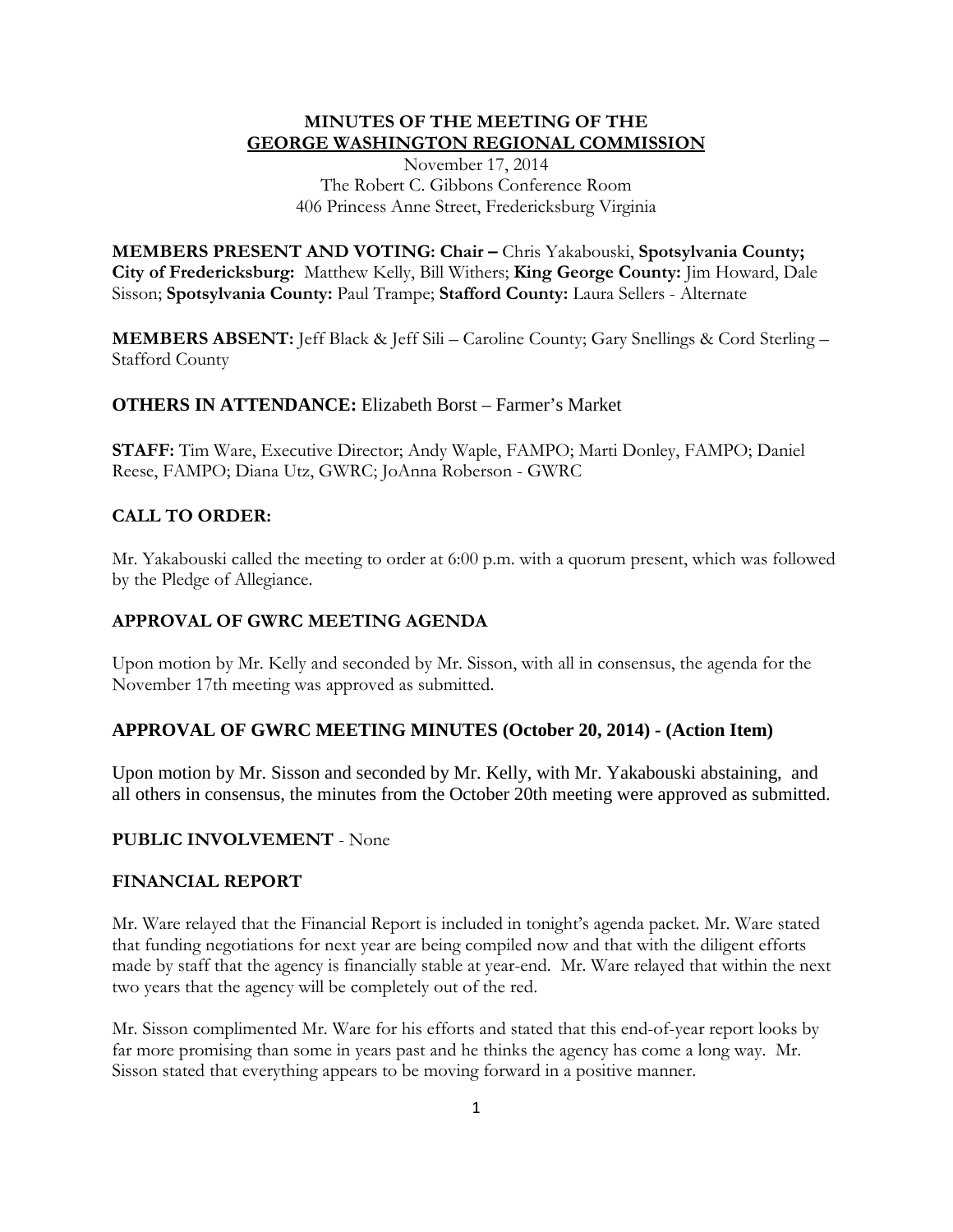# MINUTES OF THE MEETING OF THE
# GEORGE WASHINGTON REGIONAL COMMISSION

November 17, 2014
The Robert C. Gibbons Conference Room
406 Princess Anne Street, Fredericksburg Virginia

**MEMBERS PRESENT AND VOTING: Chair –** Chris Yakabouski, **Spotsylvania County; City of Fredericksburg:** Matthew Kelly, Bill Withers; **King George County:** Jim Howard, Dale Sisson; **Spotsylvania County:** Paul Trampe; **Stafford County:** Laura Sellers - Alternate

**MEMBERS ABSENT:** Jeff Black & Jeff Sili – Caroline County; Gary Snellings & Cord Sterling – Stafford County

**OTHERS IN ATTENDANCE:** Elizabeth Borst – Farmer's Market

**STAFF:** Tim Ware, Executive Director; Andy Waple, FAMPO; Marti Donley, FAMPO; Daniel Reese, FAMPO; Diana Utz, GWRC; JoAnna Roberson - GWRC

## CALL TO ORDER:

Mr. Yakabouski called the meeting to order at 6:00 p.m. with a quorum present, which was followed by the Pledge of Allegiance.

## APPROVAL OF GWRC MEETING AGENDA

Upon motion by Mr. Kelly and seconded by Mr. Sisson, with all in consensus, the agenda for the November 17th meeting was approved as submitted.

## APPROVAL OF GWRC MEETING MINUTES (October 20, 2014) - (Action Item)

Upon motion by Mr. Sisson and seconded by Mr. Kelly, with Mr. Yakabouski abstaining, and all others in consensus, the minutes from the October 20th meeting were approved as submitted.

## PUBLIC INVOLVEMENT - None

## FINANCIAL REPORT

Mr. Ware relayed that the Financial Report is included in tonight's agenda packet. Mr. Ware stated that funding negotiations for next year are being compiled now and that with the diligent efforts made by staff that the agency is financially stable at year-end. Mr. Ware relayed that within the next two years that the agency will be completely out of the red.

Mr. Sisson complimented Mr. Ware for his efforts and stated that this end-of-year report looks by far more promising than some in years past and he thinks the agency has come a long way. Mr. Sisson stated that everything appears to be moving forward in a positive manner.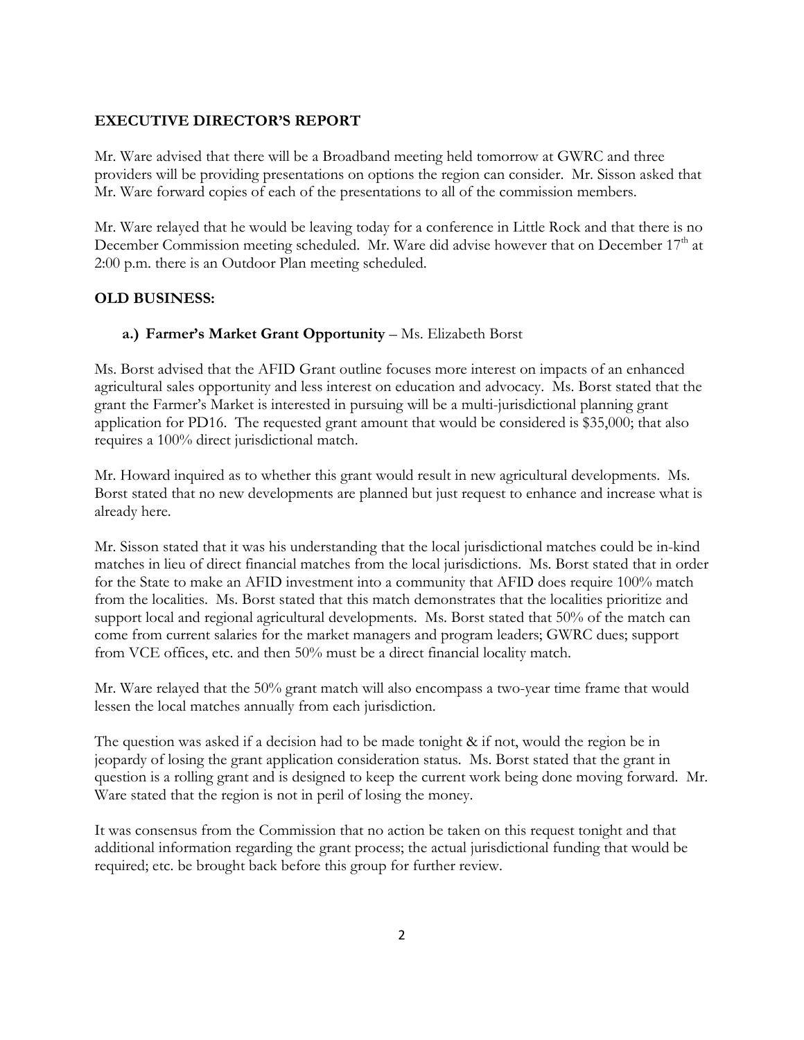**EXECUTIVE DIRECTOR'S REPORT**

Mr. Ware advised that there will be a Broadband meeting held tomorrow at GWRC and three providers will be providing presentations on options the region can consider. Mr. Sisson asked that Mr. Ware forward copies of each of the presentations to all of the commission members.

Mr. Ware relayed that he would be leaving today for a conference in Little Rock and that there is no December Commission meeting scheduled. Mr. Ware did advise however that on December 17th at 2:00 p.m. there is an Outdoor Plan meeting scheduled.

**OLD BUSINESS:**

**a.) Farmer's Market Grant Opportunity** – Ms. Elizabeth Borst

Ms. Borst advised that the AFID Grant outline focuses more interest on impacts of an enhanced agricultural sales opportunity and less interest on education and advocacy. Ms. Borst stated that the grant the Farmer's Market is interested in pursuing will be a multi-jurisdictional planning grant application for PD16. The requested grant amount that would be considered is $35,000; that also requires a 100% direct jurisdictional match.

Mr. Howard inquired as to whether this grant would result in new agricultural developments. Ms. Borst stated that no new developments are planned but just request to enhance and increase what is already here.

Mr. Sisson stated that it was his understanding that the local jurisdictional matches could be in-kind matches in lieu of direct financial matches from the local jurisdictions. Ms. Borst stated that in order for the State to make an AFID investment into a community that AFID does require 100% match from the localities. Ms. Borst stated that this match demonstrates that the localities prioritize and support local and regional agricultural developments. Ms. Borst stated that 50% of the match can come from current salaries for the market managers and program leaders; GWRC dues; support from VCE offices, etc. and then 50% must be a direct financial locality match.

Mr. Ware relayed that the 50% grant match will also encompass a two-year time frame that would lessen the local matches annually from each jurisdiction.

The question was asked if a decision had to be made tonight & if not, would the region be in jeopardy of losing the grant application consideration status. Ms. Borst stated that the grant in question is a rolling grant and is designed to keep the current work being done moving forward. Mr. Ware stated that the region is not in peril of losing the money.

It was consensus from the Commission that no action be taken on this request tonight and that additional information regarding the grant process; the actual jurisdictional funding that would be required; etc. be brought back before this group for further review.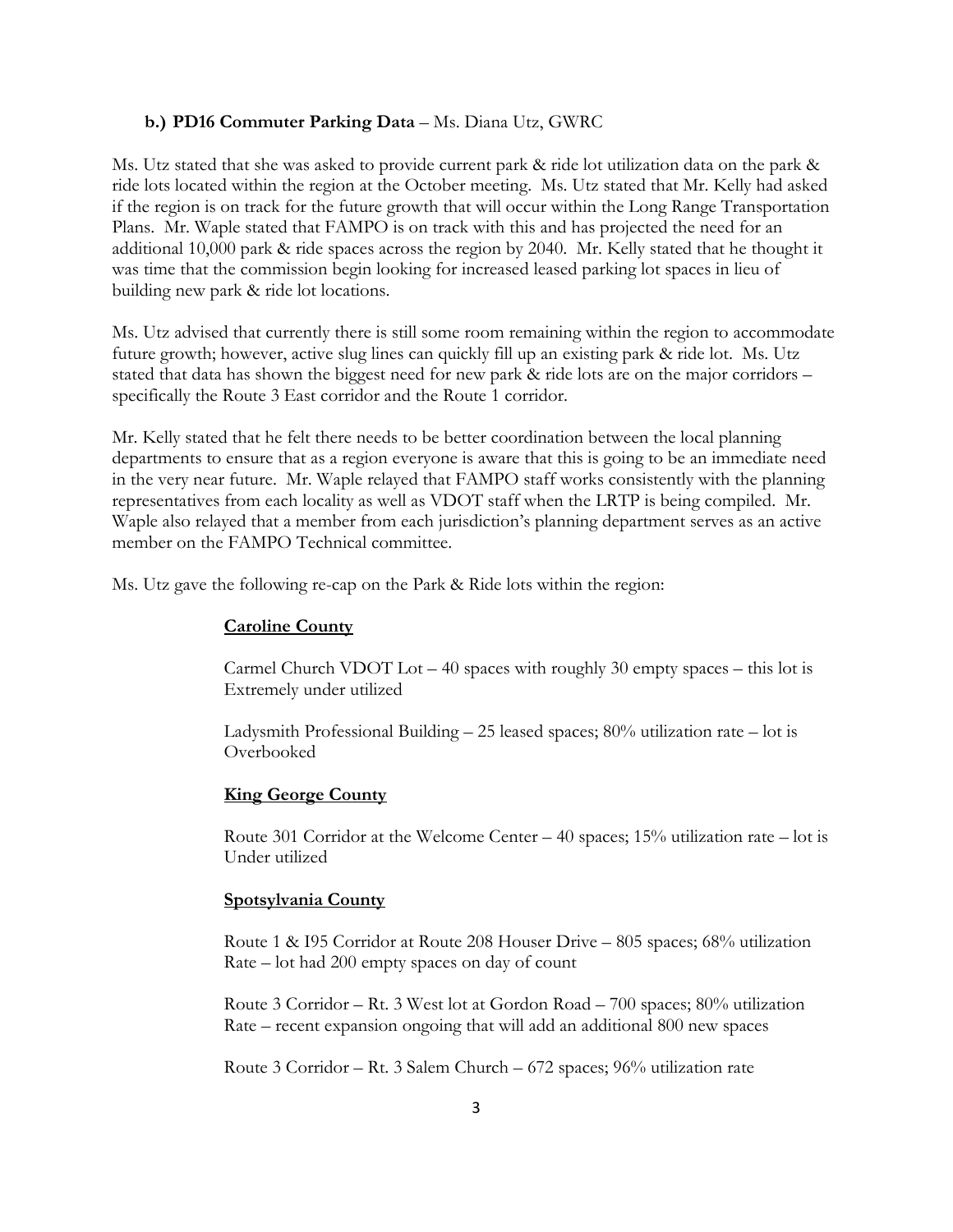**b.) PD16 Commuter Parking Data** – Ms. Diana Utz, GWRC

Ms. Utz stated that she was asked to provide current park & ride lot utilization data on the park & ride lots located within the region at the October meeting. Ms. Utz stated that Mr. Kelly had asked if the region is on track for the future growth that will occur within the Long Range Transportation Plans. Mr. Waple stated that FAMPO is on track with this and has projected the need for an additional 10,000 park & ride spaces across the region by 2040. Mr. Kelly stated that he thought it was time that the commission begin looking for increased leased parking lot spaces in lieu of building new park & ride lot locations.

Ms. Utz advised that currently there is still some room remaining within the region to accommodate future growth; however, active slug lines can quickly fill up an existing park & ride lot. Ms. Utz stated that data has shown the biggest need for new park & ride lots are on the major corridors – specifically the Route 3 East corridor and the Route 1 corridor.

Mr. Kelly stated that he felt there needs to be better coordination between the local planning departments to ensure that as a region everyone is aware that this is going to be an immediate need in the very near future. Mr. Waple relayed that FAMPO staff works consistently with the planning representatives from each locality as well as VDOT staff when the LRTP is being compiled. Mr. Waple also relayed that a member from each jurisdiction's planning department serves as an active member on the FAMPO Technical committee.

Ms. Utz gave the following re-cap on the Park & Ride lots within the region:

**Caroline County**

Carmel Church VDOT Lot – 40 spaces with roughly 30 empty spaces – this lot is Extremely under utilized

Ladysmith Professional Building – 25 leased spaces; 80% utilization rate – lot is Overbooked

**King George County**

Route 301 Corridor at the Welcome Center – 40 spaces; 15% utilization rate – lot is Under utilized

**Spotsylvania County**

Route 1 & I95 Corridor at Route 208 Houser Drive – 805 spaces; 68% utilization Rate – lot had 200 empty spaces on day of count

Route 3 Corridor – Rt. 3 West lot at Gordon Road – 700 spaces; 80% utilization Rate – recent expansion ongoing that will add an additional 800 new spaces

Route 3 Corridor – Rt. 3 Salem Church – 672 spaces; 96% utilization rate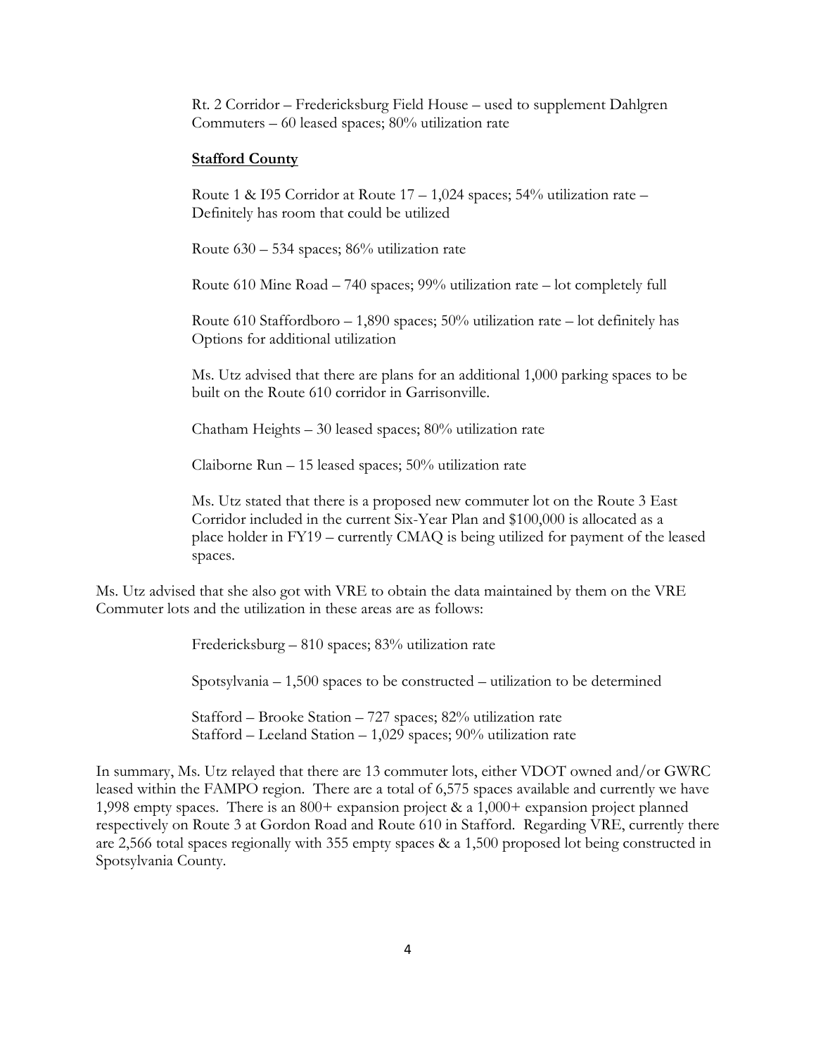Rt. 2 Corridor – Fredericksburg Field House – used to supplement Dahlgren Commuters – 60 leased spaces; 80% utilization rate

**Stafford County**

Route 1 & I95 Corridor at Route 17 – 1,024 spaces; 54% utilization rate – Definitely has room that could be utilized

Route 630 – 534 spaces; 86% utilization rate

Route 610 Mine Road – 740 spaces; 99% utilization rate – lot completely full

Route 610 Staffordboro – 1,890 spaces; 50% utilization rate – lot definitely has Options for additional utilization

Ms. Utz advised that there are plans for an additional 1,000 parking spaces to be built on the Route 610 corridor in Garrisonville.

Chatham Heights – 30 leased spaces; 80% utilization rate

Claiborne Run – 15 leased spaces; 50% utilization rate

Ms. Utz stated that there is a proposed new commuter lot on the Route 3 East Corridor included in the current Six-Year Plan and $100,000 is allocated as a place holder in FY19 – currently CMAQ is being utilized for payment of the leased spaces.

Ms. Utz advised that she also got with VRE to obtain the data maintained by them on the VRE Commuter lots and the utilization in these areas are as follows:

Fredericksburg – 810 spaces; 83% utilization rate

Spotsylvania – 1,500 spaces to be constructed – utilization to be determined

Stafford – Brooke Station – 727 spaces; 82% utilization rate
Stafford – Leeland Station – 1,029 spaces; 90% utilization rate

In summary, Ms. Utz relayed that there are 13 commuter lots, either VDOT owned and/or GWRC leased within the FAMPO region. There are a total of 6,575 spaces available and currently we have 1,998 empty spaces. There is an 800+ expansion project & a 1,000+ expansion project planned respectively on Route 3 at Gordon Road and Route 610 in Stafford. Regarding VRE, currently there are 2,566 total spaces regionally with 355 empty spaces & a 1,500 proposed lot being constructed in Spotsylvania County.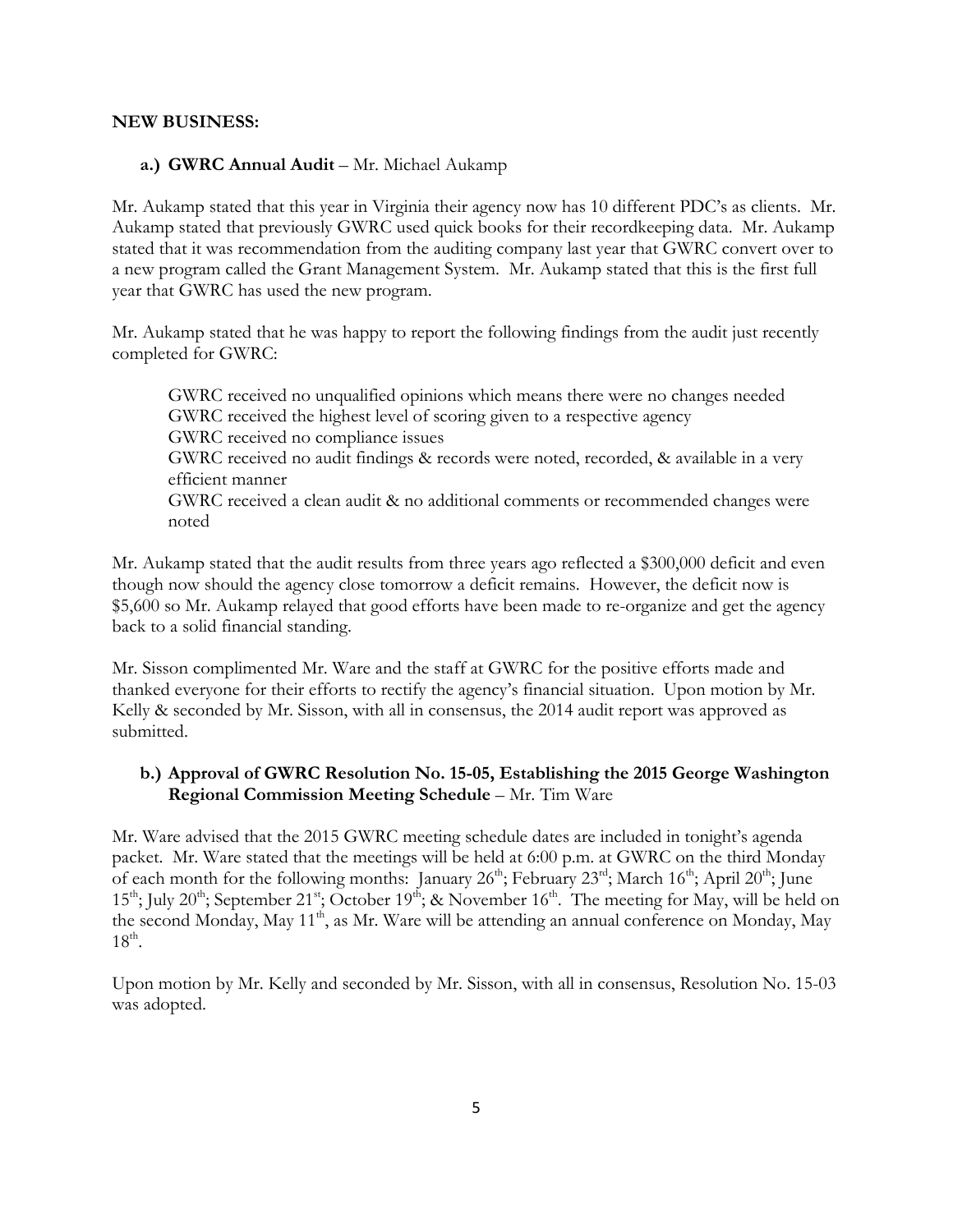**NEW BUSINESS:**

**a.) GWRC Annual Audit** – Mr. Michael Aukamp

Mr. Aukamp stated that this year in Virginia their agency now has 10 different PDC's as clients. Mr. Aukamp stated that previously GWRC used quick books for their recordkeeping data. Mr. Aukamp stated that it was recommendation from the auditing company last year that GWRC convert over to a new program called the Grant Management System. Mr. Aukamp stated that this is the first full year that GWRC has used the new program.

Mr. Aukamp stated that he was happy to report the following findings from the audit just recently completed for GWRC:

GWRC received no unqualified opinions which means there were no changes needed
GWRC received the highest level of scoring given to a respective agency
GWRC received no compliance issues
GWRC received no audit findings & records were noted, recorded, & available in a very efficient manner
GWRC received a clean audit & no additional comments or recommended changes were noted

Mr. Aukamp stated that the audit results from three years ago reflected a $300,000 deficit and even though now should the agency close tomorrow a deficit remains. However, the deficit now is $5,600 so Mr. Aukamp relayed that good efforts have been made to re-organize and get the agency back to a solid financial standing.

Mr. Sisson complimented Mr. Ware and the staff at GWRC for the positive efforts made and thanked everyone for their efforts to rectify the agency's financial situation. Upon motion by Mr. Kelly & seconded by Mr. Sisson, with all in consensus, the 2014 audit report was approved as submitted.

**b.) Approval of GWRC Resolution No. 15-05, Establishing the 2015 George Washington Regional Commission Meeting Schedule** – Mr. Tim Ware

Mr. Ware advised that the 2015 GWRC meeting schedule dates are included in tonight's agenda packet. Mr. Ware stated that the meetings will be held at 6:00 p.m. at GWRC on the third Monday of each month for the following months: January 26th; February 23rd; March 16th; April 20th; June 15th; July 20th; September 21st; October 19th; & November 16th. The meeting for May, will be held on the second Monday, May 11th, as Mr. Ware will be attending an annual conference on Monday, May 18th.

Upon motion by Mr. Kelly and seconded by Mr. Sisson, with all in consensus, Resolution No. 15-03 was adopted.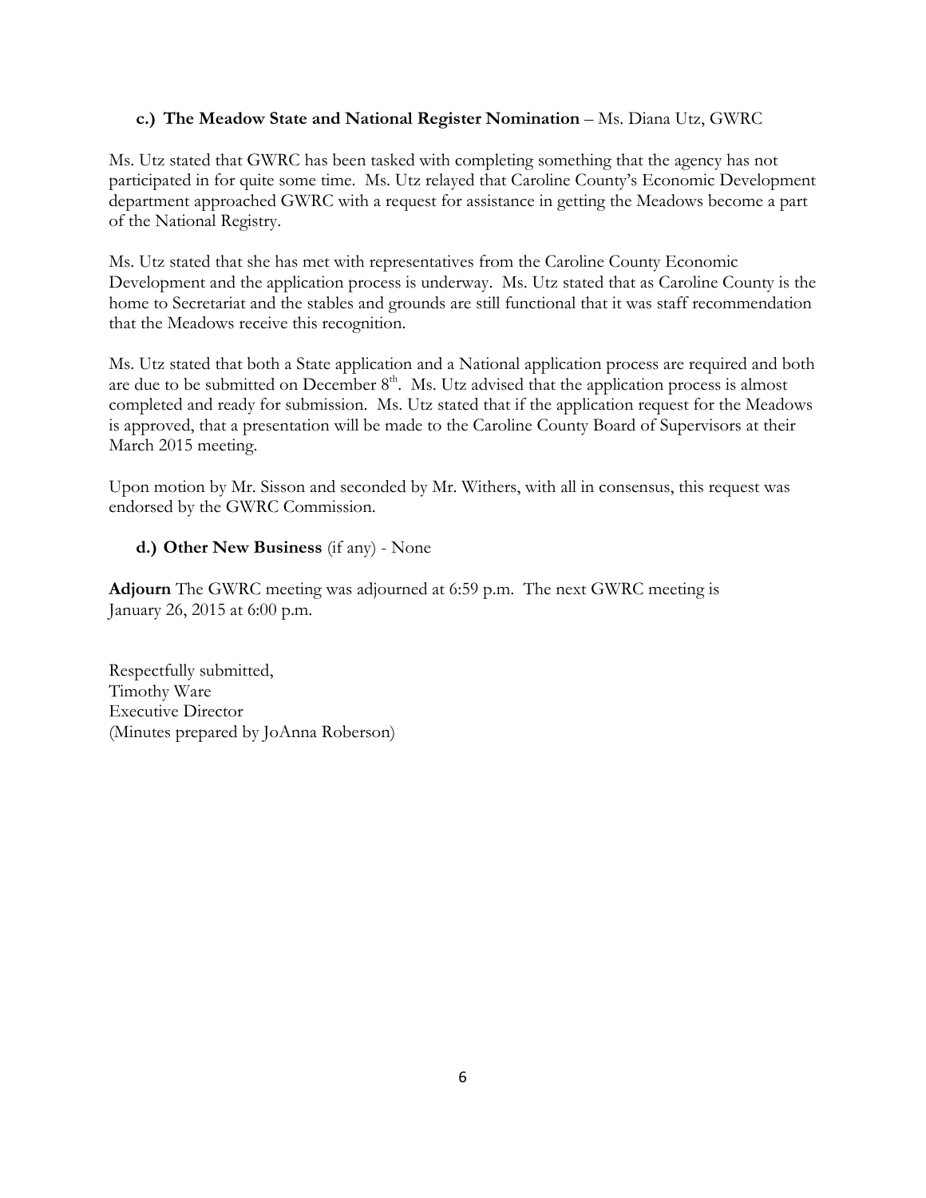**c.) The Meadow State and National Register Nomination** – Ms. Diana Utz, GWRC

Ms. Utz stated that GWRC has been tasked with completing something that the agency has not participated in for quite some time. Ms. Utz relayed that Caroline County's Economic Development department approached GWRC with a request for assistance in getting the Meadows become a part of the National Registry.

Ms. Utz stated that she has met with representatives from the Caroline County Economic Development and the application process is underway. Ms. Utz stated that as Caroline County is the home to Secretariat and the stables and grounds are still functional that it was staff recommendation that the Meadows receive this recognition.

Ms. Utz stated that both a State application and a National application process are required and both are due to be submitted on December 8th. Ms. Utz advised that the application process is almost completed and ready for submission. Ms. Utz stated that if the application request for the Meadows is approved, that a presentation will be made to the Caroline County Board of Supervisors at their March 2015 meeting.

Upon motion by Mr. Sisson and seconded by Mr. Withers, with all in consensus, this request was endorsed by the GWRC Commission.

**d.) Other New Business** (if any) - None

**Adjourn** The GWRC meeting was adjourned at 6:59 p.m. The next GWRC meeting is January 26, 2015 at 6:00 p.m.

Respectfully submitted,
Timothy Ware
Executive Director
(Minutes prepared by JoAnna Roberson)